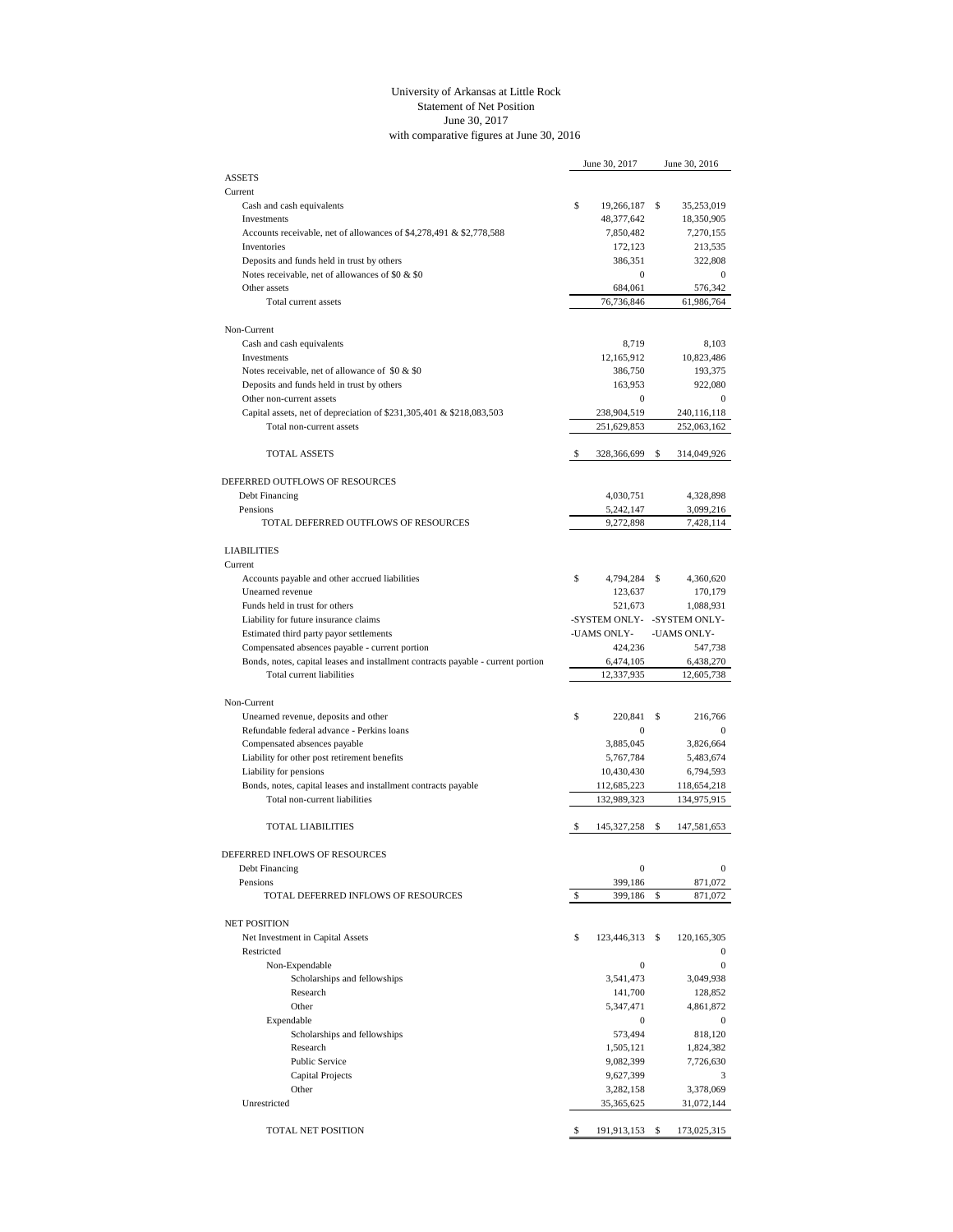# University of Arkansas at Little Rock
## Statement of Net Position
### June 30, 2017
### with comparative figures at June 30, 2016

| | June 30, 2017 | June 30, 2016 |
|---|---|---|
| **ASSETS** | | |
| Current | | |
| Cash and cash equivalents | $ 19,266,187 | $ 35,253,019 |
| Investments | 48,377,642 | 18,350,905 |
| Accounts receivable, net of allowances of $4,278,491 & $2,778,588 | 7,850,482 | 7,270,155 |
| Inventories | 172,123 | 213,535 |
| Deposits and funds held in trust by others | 386,351 | 322,808 |
| Notes receivable, net of allowances of $0 & $0 | 0 | 0 |
| Other assets | 684,061 | 576,342 |
| Total current assets | 76,736,846 | 61,986,764 |
| Non-Current | | |
| Cash and cash equivalents | 8,719 | 8,103 |
| Investments | 12,165,912 | 10,823,486 |
| Notes receivable, net of allowance of $0 & $0 | 386,750 | 193,375 |
| Deposits and funds held in trust by others | 163,953 | 922,080 |
| Other non-current assets | 0 | 0 |
| Capital assets, net of depreciation of $231,305,401 & $218,083,503 | 238,904,519 | 240,116,118 |
| Total non-current assets | 251,629,853 | 252,063,162 |
| TOTAL ASSETS | $ 328,366,699 | $ 314,049,926 |
| **DEFERRED OUTFLOWS OF RESOURCES** | | |
| Debt Financing | 4,030,751 | 4,328,898 |
| Pensions | 5,242,147 | 3,099,216 |
| TOTAL DEFERRED OUTFLOWS OF RESOURCES | 9,272,898 | 7,428,114 |
| **LIABILITIES** | | |
| Current | | |
| Accounts payable and other accrued liabilities | $ 4,794,284 | $ 4,360,620 |
| Unearned revenue | 123,637 | 170,179 |
| Funds held in trust for others | 521,673 | 1,088,931 |
| Liability for future insurance claims | -SYSTEM ONLY- | -SYSTEM ONLY- |
| Estimated third party payor settlements | -UAMS ONLY- | -UAMS ONLY- |
| Compensated absences payable - current portion | 424,236 | 547,738 |
| Bonds, notes, capital leases and installment contracts payable - current portion | 6,474,105 | 6,438,270 |
| Total current liabilities | 12,337,935 | 12,605,738 |
| Non-Current | | |
| Unearned revenue, deposits and other | $ 220,841 | $ 216,766 |
| Refundable federal advance - Perkins loans | 0 | 0 |
| Compensated absences payable | 3,885,045 | 3,826,664 |
| Liability for other post retirement benefits | 5,767,784 | 5,483,674 |
| Liability for pensions | 10,430,430 | 6,794,593 |
| Bonds, notes, capital leases and installment contracts payable | 112,685,223 | 118,654,218 |
| Total non-current liabilities | 132,989,323 | 134,975,915 |
| TOTAL LIABILITIES | $ 145,327,258 | $ 147,581,653 |
| **DEFERRED INFLOWS OF RESOURCES** | | |
| Debt Financing | 0 | 0 |
| Pensions | 399,186 | 871,072 |
| TOTAL DEFERRED INFLOWS OF RESOURCES | $ 399,186 | $ 871,072 |
| **NET POSITION** | | |
| Net Investment in Capital Assets | $ 123,446,313 | $ 120,165,305 |
| Restricted | | 0 |
| Non-Expendable | 0 | 0 |
| Scholarships and fellowships | 3,541,473 | 3,049,938 |
| Research | 141,700 | 128,852 |
| Other | 5,347,471 | 4,861,872 |
| Expendable | 0 | 0 |
| Scholarships and fellowships | 573,494 | 818,120 |
| Research | 1,505,121 | 1,824,382 |
| Public Service | 9,082,399 | 7,726,630 |
| Capital Projects | 9,627,399 | 3 |
| Other | 3,282,158 | 3,378,069 |
| Unrestricted | 35,365,625 | 31,072,144 |
| TOTAL NET POSITION | $ 191,913,153 | $ 173,025,315 |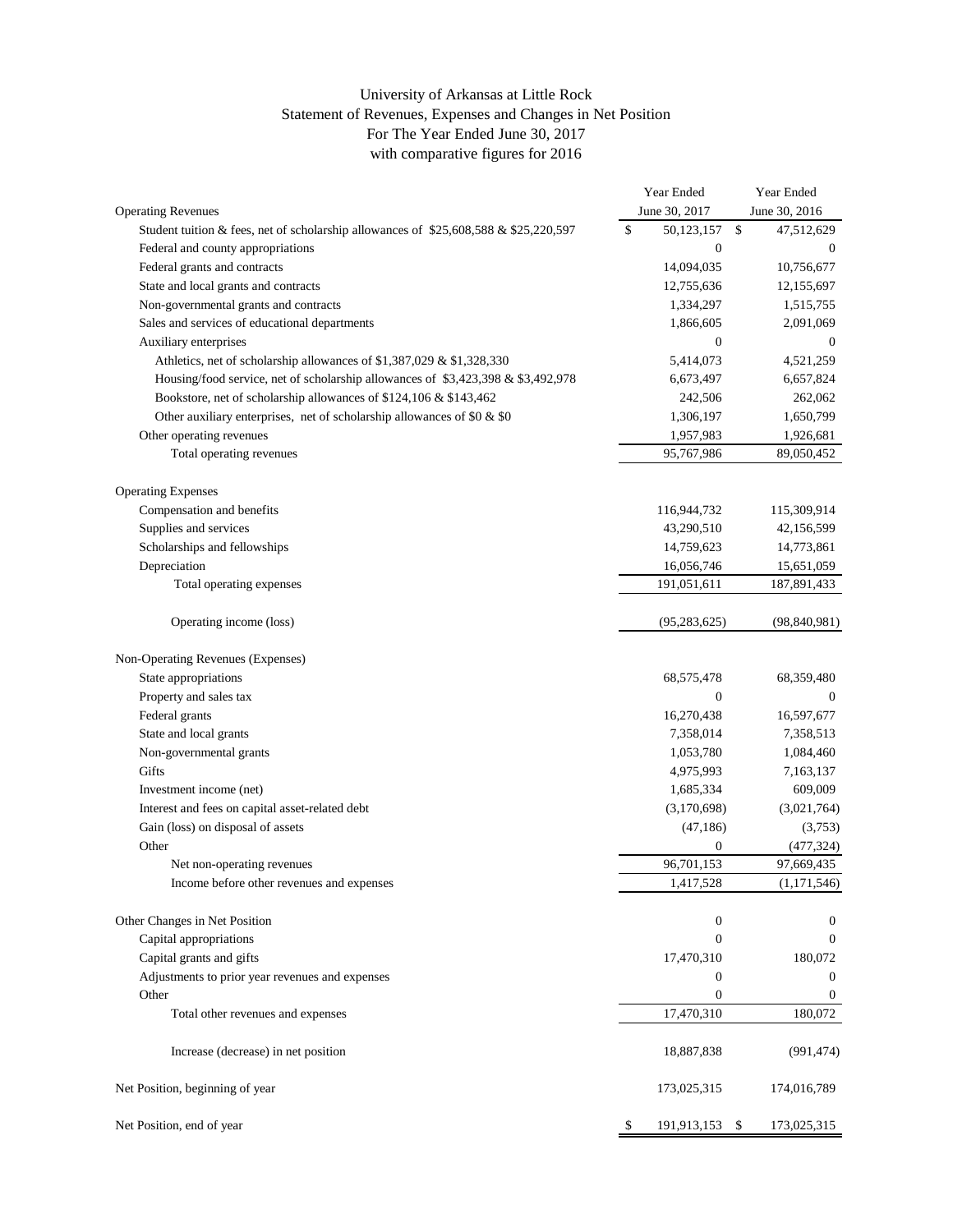# University of Arkansas at Little Rock
## Statement of Revenues, Expenses and Changes in Net Position
### For The Year Ended June 30, 2017
### with comparative figures for 2016

| | Year Ended June 30, 2017 | Year Ended June 30, 2016 |
|---|---|---|
| **Operating Revenues** | | |
| Student tuition & fees, net of scholarship allowances of $25,608,588 & $25,220,597 | $ 50,123,157 | $ 47,512,629 |
| Federal and county appropriations | 0 | 0 |
| Federal grants and contracts | 14,094,035 | 10,756,677 |
| State and local grants and contracts | 12,755,636 | 12,155,697 |
| Non-governmental grants and contracts | 1,334,297 | 1,515,755 |
| Sales and services of educational departments | 1,866,605 | 2,091,069 |
| Auxiliary enterprises | 0 | 0 |
| Athletics, net of scholarship allowances of $1,387,029 & $1,328,330 | 5,414,073 | 4,521,259 |
| Housing/food service, net of scholarship allowances of $3,423,398 & $3,492,978 | 6,673,497 | 6,657,824 |
| Bookstore, net of scholarship allowances of $124,106 & $143,462 | 242,506 | 262,062 |
| Other auxiliary enterprises, net of scholarship allowances of $0 & $0 | 1,306,197 | 1,650,799 |
| Other operating revenues | 1,957,983 | 1,926,681 |
| Total operating revenues | 95,767,986 | 89,050,452 |
| | | |
| **Operating Expenses** | | |
| Compensation and benefits | 116,944,732 | 115,309,914 |
| Supplies and services | 43,290,510 | 42,156,599 |
| Scholarships and fellowships | 14,759,623 | 14,773,861 |
| Depreciation | 16,056,746 | 15,651,059 |
| Total operating expenses | 191,051,611 | 187,891,433 |
| | | |
| Operating income (loss) | (95,283,625) | (98,840,981) |
| | | |
| **Non-Operating Revenues (Expenses)** | | |
| State appropriations | 68,575,478 | 68,359,480 |
| Property and sales tax | 0 | 0 |
| Federal grants | 16,270,438 | 16,597,677 |
| State and local grants | 7,358,014 | 7,358,513 |
| Non-governmental grants | 1,053,780 | 1,084,460 |
| Gifts | 4,975,993 | 7,163,137 |
| Investment income (net) | 1,685,334 | 609,009 |
| Interest and fees on capital asset-related debt | (3,170,698) | (3,021,764) |
| Gain (loss) on disposal of assets | (47,186) | (3,753) |
| Other | 0 | (477,324) |
| Net non-operating revenues | 96,701,153 | 97,669,435 |
| Income before other revenues and expenses | 1,417,528 | (1,171,546) |
| | | |
| **Other Changes in Net Position** | 0 | 0 |
| Capital appropriations | 0 | 0 |
| Capital grants and gifts | 17,470,310 | 180,072 |
| Adjustments to prior year revenues and expenses | 0 | 0 |
| Other | 0 | 0 |
| Total other revenues and expenses | 17,470,310 | 180,072 |
| | | |
| Increase (decrease) in net position | 18,887,838 | (991,474) |
| | | |
| Net Position, beginning of year | 173,025,315 | 174,016,789 |
| | | |
| Net Position, end of year | $ 191,913,153 | $ 173,025,315 |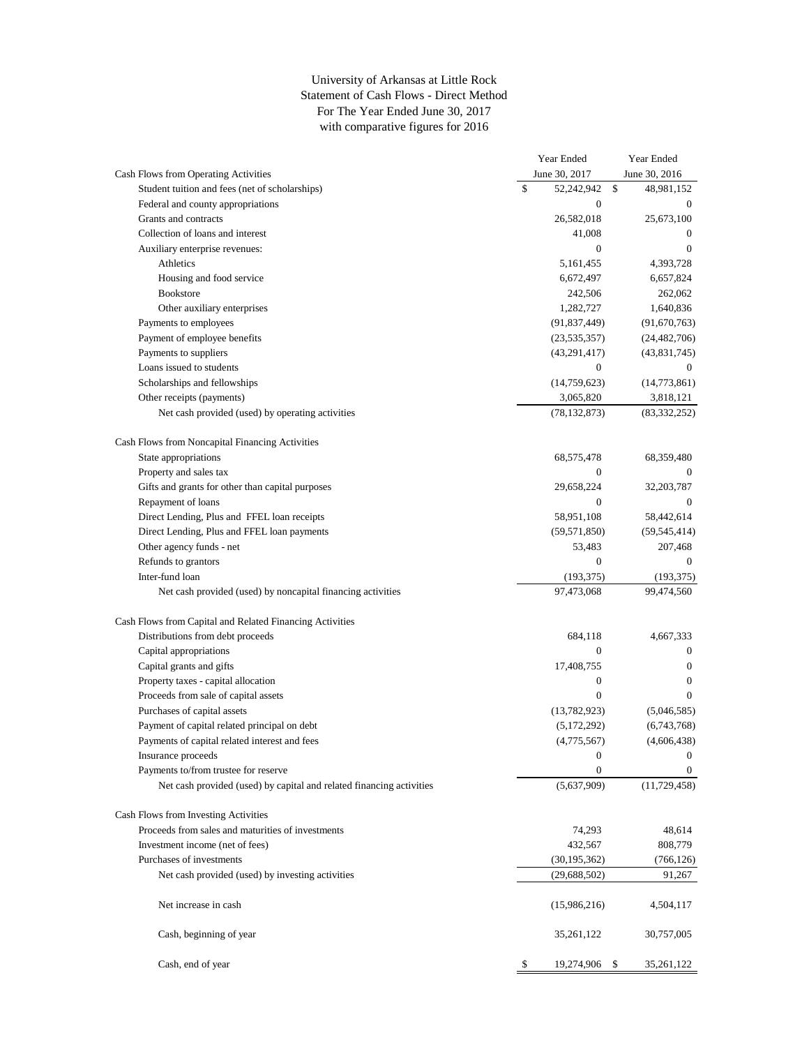# University of Arkansas at Little Rock
## Statement of Cash Flows - Direct Method
### For The Year Ended June 30, 2017
### with comparative figures for 2016

| | Year Ended June 30, 2017 | Year Ended June 30, 2016 |
|---|---|---|
| **Cash Flows from Operating Activities** | | |
| Student tuition and fees (net of scholarships) | $ 52,242,942 | $ 48,981,152 |
| Federal and county appropriations | 0 | 0 |
| Grants and contracts | 26,582,018 | 25,673,100 |
| Collection of loans and interest | 41,008 | 0 |
| Auxiliary enterprise revenues: | 0 | 0 |
| Athletics | 5,161,455 | 4,393,728 |
| Housing and food service | 6,672,497 | 6,657,824 |
| Bookstore | 242,506 | 262,062 |
| Other auxiliary enterprises | 1,282,727 | 1,640,836 |
| Payments to employees | (91,837,449) | (91,670,763) |
| Payment of employee benefits | (23,535,357) | (24,482,706) |
| Payments to suppliers | (43,291,417) | (43,831,745) |
| Loans issued to students | 0 | 0 |
| Scholarships and fellowships | (14,759,623) | (14,773,861) |
| Other receipts (payments) | 3,065,820 | 3,818,121 |
| Net cash provided (used) by operating activities | (78,132,873) | (83,332,252) |
| **Cash Flows from Noncapital Financing Activities** | | |
| State appropriations | 68,575,478 | 68,359,480 |
| Property and sales tax | 0 | 0 |
| Gifts and grants for other than capital purposes | 29,658,224 | 32,203,787 |
| Repayment of loans | 0 | 0 |
| Direct Lending, Plus and FFEL loan receipts | 58,951,108 | 58,442,614 |
| Direct Lending, Plus and FFEL loan payments | (59,571,850) | (59,545,414) |
| Other agency funds - net | 53,483 | 207,468 |
| Refunds to grantors | 0 | 0 |
| Inter-fund loan | (193,375) | (193,375) |
| Net cash provided (used) by noncapital financing activities | 97,473,068 | 99,474,560 |
| **Cash Flows from Capital and Related Financing Activities** | | |
| Distributions from debt proceeds | 684,118 | 4,667,333 |
| Capital appropriations | 0 | 0 |
| Capital grants and gifts | 17,408,755 | 0 |
| Property taxes - capital allocation | 0 | 0 |
| Proceeds from sale of capital assets | 0 | 0 |
| Purchases of capital assets | (13,782,923) | (5,046,585) |
| Payment of capital related principal on debt | (5,172,292) | (6,743,768) |
| Payments of capital related interest and fees | (4,775,567) | (4,606,438) |
| Insurance proceeds | 0 | 0 |
| Payments to/from trustee for reserve | 0 | 0 |
| Net cash provided (used) by capital and related financing activities | (5,637,909) | (11,729,458) |
| **Cash Flows from Investing Activities** | | |
| Proceeds from sales and maturities of investments | 74,293 | 48,614 |
| Investment income (net of fees) | 432,567 | 808,779 |
| Purchases of investments | (30,195,362) | (766,126) |
| Net cash provided (used) by investing activities | (29,688,502) | 91,267 |
| Net increase in cash | (15,986,216) | 4,504,117 |
| Cash, beginning of year | 35,261,122 | 30,757,005 |
| Cash, end of year | $ 19,274,906 | $ 35,261,122 |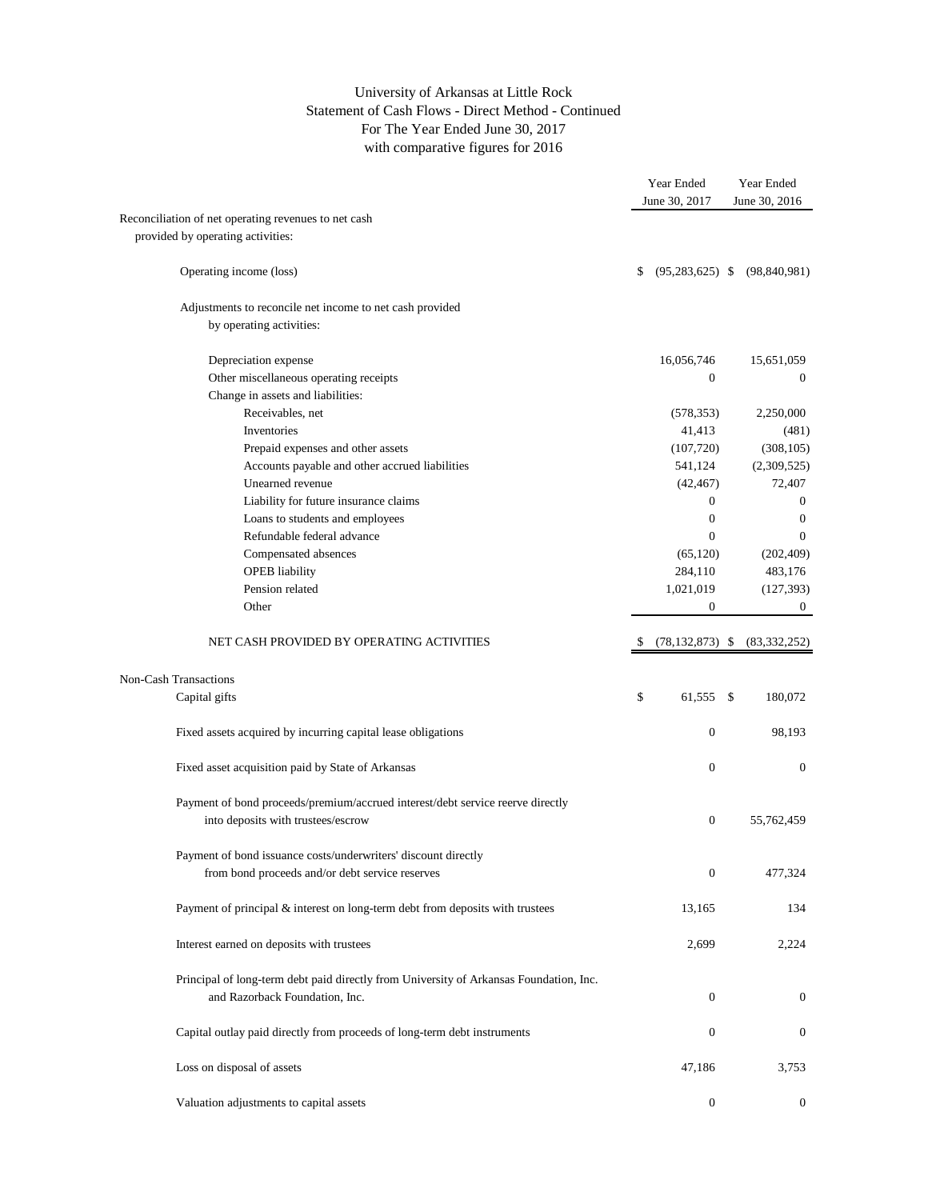University of Arkansas at Little Rock
Statement of Cash Flows - Direct Method - Continued
For The Year Ended June 30, 2017
with comparative figures for 2016

| | Year Ended June 30, 2017 | Year Ended June 30, 2016 |
|---|---|---|
| Reconciliation of net operating revenues to net cash provided by operating activities: | | |
| Operating income (loss) | $ (95,283,625) | $ (98,840,981) |
| Adjustments to reconcile net income to net cash provided by operating activities: | | |
| Depreciation expense | 16,056,746 | 15,651,059 |
| Other miscellaneous operating receipts | 0 | 0 |
| Change in assets and liabilities: | | |
| Receivables, net | (578,353) | 2,250,000 |
| Inventories | 41,413 | (481) |
| Prepaid expenses and other assets | (107,720) | (308,105) |
| Accounts payable and other accrued liabilities | 541,124 | (2,309,525) |
| Unearned revenue | (42,467) | 72,407 |
| Liability for future insurance claims | 0 | 0 |
| Loans to students and employees | 0 | 0 |
| Refundable federal advance | 0 | 0 |
| Compensated absences | (65,120) | (202,409) |
| OPEB liability | 284,110 | 483,176 |
| Pension related | 1,021,019 | (127,393) |
| Other | 0 | 0 |
| NET CASH PROVIDED BY OPERATING ACTIVITIES | $ (78,132,873) | $ (83,332,252) |
| Non-Cash Transactions | | |
| Capital gifts | $ 61,555 | $ 180,072 |
| Fixed assets acquired by incurring capital lease obligations | 0 | 98,193 |
| Fixed asset acquisition paid by State of Arkansas | 0 | 0 |
| Payment of bond proceeds/premium/accrued interest/debt service reerve directly into deposits with trustees/escrow | 0 | 55,762,459 |
| Payment of bond issuance costs/underwriters' discount directly from bond proceeds and/or debt service reserves | 0 | 477,324 |
| Payment of principal & interest on long-term debt from deposits with trustees | 13,165 | 134 |
| Interest earned on deposits with trustees | 2,699 | 2,224 |
| Principal of long-term debt paid directly from University of Arkansas Foundation, Inc. and Razorback Foundation, Inc. | 0 | 0 |
| Capital outlay paid directly from proceeds of long-term debt instruments | 0 | 0 |
| Loss on disposal of assets | 47,186 | 3,753 |
| Valuation adjustments to capital assets | 0 | 0 |